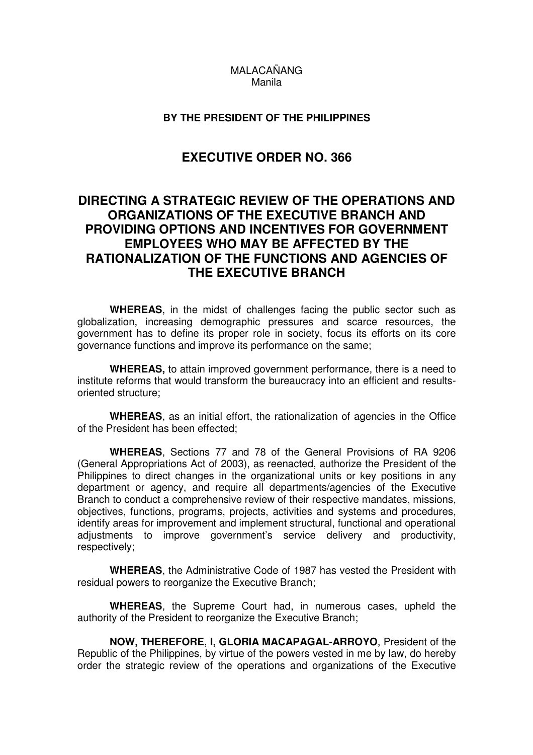MALACAÑANG
Manila

**BY THE PRESIDENT OF THE PHILIPPINES**

# EXECUTIVE ORDER NO. 366

# DIRECTING A STRATEGIC REVIEW OF THE OPERATIONS AND ORGANIZATIONS OF THE EXECUTIVE BRANCH AND PROVIDING OPTIONS AND INCENTIVES FOR GOVERNMENT EMPLOYEES WHO MAY BE AFFECTED BY THE RATIONALIZATION OF THE FUNCTIONS AND AGENCIES OF THE EXECUTIVE BRANCH

**WHEREAS**, in the midst of challenges facing the public sector such as globalization, increasing demographic pressures and scarce resources, the government has to define its proper role in society, focus its efforts on its core governance functions and improve its performance on the same;

**WHEREAS,** to attain improved government performance, there is a need to institute reforms that would transform the bureaucracy into an efficient and results-oriented structure;

**WHEREAS**, as an initial effort, the rationalization of agencies in the Office of the President has been effected;

**WHEREAS**, Sections 77 and 78 of the General Provisions of RA 9206 (General Appropriations Act of 2003), as reenacted, authorize the President of the Philippines to direct changes in the organizational units or key positions in any department or agency, and require all departments/agencies of the Executive Branch to conduct a comprehensive review of their respective mandates, missions, objectives, functions, programs, projects, activities and systems and procedures, identify areas for improvement and implement structural, functional and operational adjustments to improve government's service delivery and productivity, respectively;

**WHEREAS**, the Administrative Code of 1987 has vested the President with residual powers to reorganize the Executive Branch;

**WHEREAS**, the Supreme Court had, in numerous cases, upheld the authority of the President to reorganize the Executive Branch;

**NOW, THEREFORE**, **I, GLORIA MACAPAGAL-ARROYO**, President of the Republic of the Philippines, by virtue of the powers vested in me by law, do hereby order the strategic review of the operations and organizations of the Executive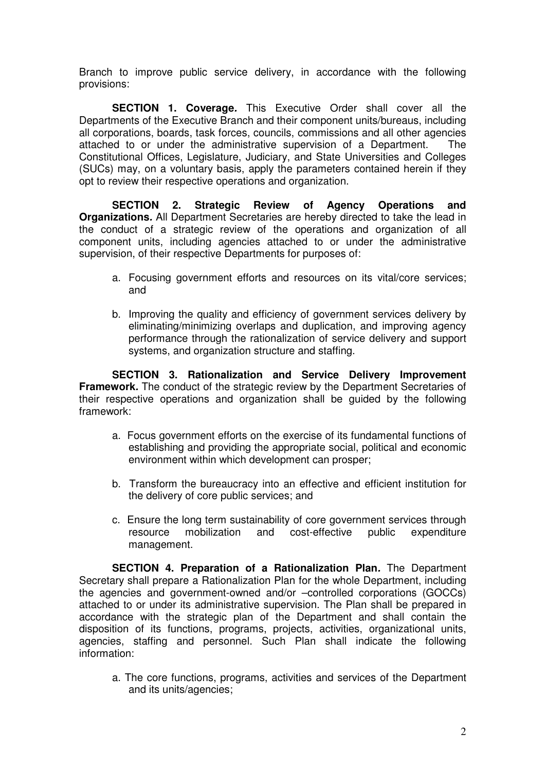Branch to improve public service delivery, in accordance with the following provisions:

**SECTION 1. Coverage.** This Executive Order shall cover all the Departments of the Executive Branch and their component units/bureaus, including all corporations, boards, task forces, councils, commissions and all other agencies attached to or under the administrative supervision of a Department. The Constitutional Offices, Legislature, Judiciary, and State Universities and Colleges (SUCs) may, on a voluntary basis, apply the parameters contained herein if they opt to review their respective operations and organization.

**SECTION 2. Strategic Review of Agency Operations and Organizations.** All Department Secretaries are hereby directed to take the lead in the conduct of a strategic review of the operations and organization of all component units, including agencies attached to or under the administrative supervision, of their respective Departments for purposes of:

a. Focusing government efforts and resources on its vital/core services; and

b. Improving the quality and efficiency of government services delivery by eliminating/minimizing overlaps and duplication, and improving agency performance through the rationalization of service delivery and support systems, and organization structure and staffing.

**SECTION 3. Rationalization and Service Delivery Improvement Framework.** The conduct of the strategic review by the Department Secretaries of their respective operations and organization shall be guided by the following framework:

a. Focus government efforts on the exercise of its fundamental functions of establishing and providing the appropriate social, political and economic environment within which development can prosper;

b. Transform the bureaucracy into an effective and efficient institution for the delivery of core public services; and

c. Ensure the long term sustainability of core government services through resource mobilization and cost-effective public expenditure management.

**SECTION 4. Preparation of a Rationalization Plan.** The Department Secretary shall prepare a Rationalization Plan for the whole Department, including the agencies and government-owned and/or –controlled corporations (GOCCs) attached to or under its administrative supervision. The Plan shall be prepared in accordance with the strategic plan of the Department and shall contain the disposition of its functions, programs, projects, activities, organizational units, agencies, staffing and personnel. Such Plan shall indicate the following information:

a. The core functions, programs, activities and services of the Department and its units/agencies;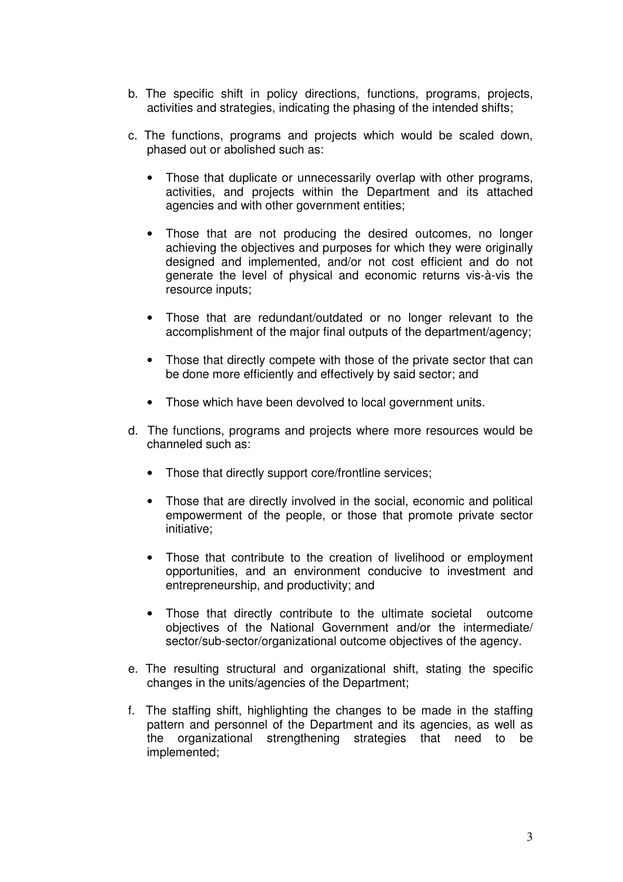b. The specific shift in policy directions, functions, programs, projects, activities and strategies, indicating the phasing of the intended shifts;

c. The functions, programs and projects which would be scaled down, phased out or abolished such as:

   - Those that duplicate or unnecessarily overlap with other programs, activities, and projects within the Department and its attached agencies and with other government entities;

   - Those that are not producing the desired outcomes, no longer achieving the objectives and purposes for which they were originally designed and implemented, and/or not cost efficient and do not generate the level of physical and economic returns vis-à-vis the resource inputs;

   - Those that are redundant/outdated or no longer relevant to the accomplishment of the major final outputs of the department/agency;

   - Those that directly compete with those of the private sector that can be done more efficiently and effectively by said sector; and

   - Those which have been devolved to local government units.

d. The functions, programs and projects where more resources would be channeled such as:

   - Those that directly support core/frontline services;

   - Those that are directly involved in the social, economic and political empowerment of the people, or those that promote private sector initiative;

   - Those that contribute to the creation of livelihood or employment opportunities, and an environment conducive to investment and entrepreneurship, and productivity; and

   - Those that directly contribute to the ultimate societal outcome objectives of the National Government and/or the intermediate/ sector/sub-sector/organizational outcome objectives of the agency.

e. The resulting structural and organizational shift, stating the specific changes in the units/agencies of the Department;

f. The staffing shift, highlighting the changes to be made in the staffing pattern and personnel of the Department and its agencies, as well as the organizational strengthening strategies that need to be implemented;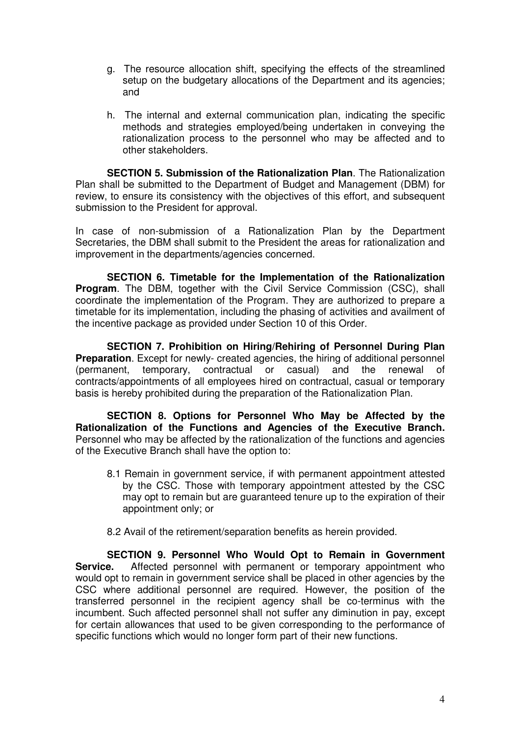g. The resource allocation shift, specifying the effects of the streamlined setup on the budgetary allocations of the Department and its agencies; and

h. The internal and external communication plan, indicating the specific methods and strategies employed/being undertaken in conveying the rationalization process to the personnel who may be affected and to other stakeholders.

**SECTION 5. Submission of the Rationalization Plan**. The Rationalization Plan shall be submitted to the Department of Budget and Management (DBM) for review, to ensure its consistency with the objectives of this effort, and subsequent submission to the President for approval.

In case of non-submission of a Rationalization Plan by the Department Secretaries, the DBM shall submit to the President the areas for rationalization and improvement in the departments/agencies concerned.

**SECTION 6. Timetable for the Implementation of the Rationalization Program**. The DBM, together with the Civil Service Commission (CSC), shall coordinate the implementation of the Program. They are authorized to prepare a timetable for its implementation, including the phasing of activities and availment of the incentive package as provided under Section 10 of this Order.

**SECTION 7. Prohibition on Hiring/Rehiring of Personnel During Plan Preparation**. Except for newly- created agencies, the hiring of additional personnel (permanent, temporary, contractual or casual) and the renewal of contracts/appointments of all employees hired on contractual, casual or temporary basis is hereby prohibited during the preparation of the Rationalization Plan.

**SECTION 8. Options for Personnel Who May be Affected by the Rationalization of the Functions and Agencies of the Executive Branch.** Personnel who may be affected by the rationalization of the functions and agencies of the Executive Branch shall have the option to:

8.1 Remain in government service, if with permanent appointment attested by the CSC. Those with temporary appointment attested by the CSC may opt to remain but are guaranteed tenure up to the expiration of their appointment only; or

8.2 Avail of the retirement/separation benefits as herein provided.

**SECTION 9. Personnel Who Would Opt to Remain in Government Service.** Affected personnel with permanent or temporary appointment who would opt to remain in government service shall be placed in other agencies by the CSC where additional personnel are required. However, the position of the transferred personnel in the recipient agency shall be co-terminus with the incumbent. Such affected personnel shall not suffer any diminution in pay, except for certain allowances that used to be given corresponding to the performance of specific functions which would no longer form part of their new functions.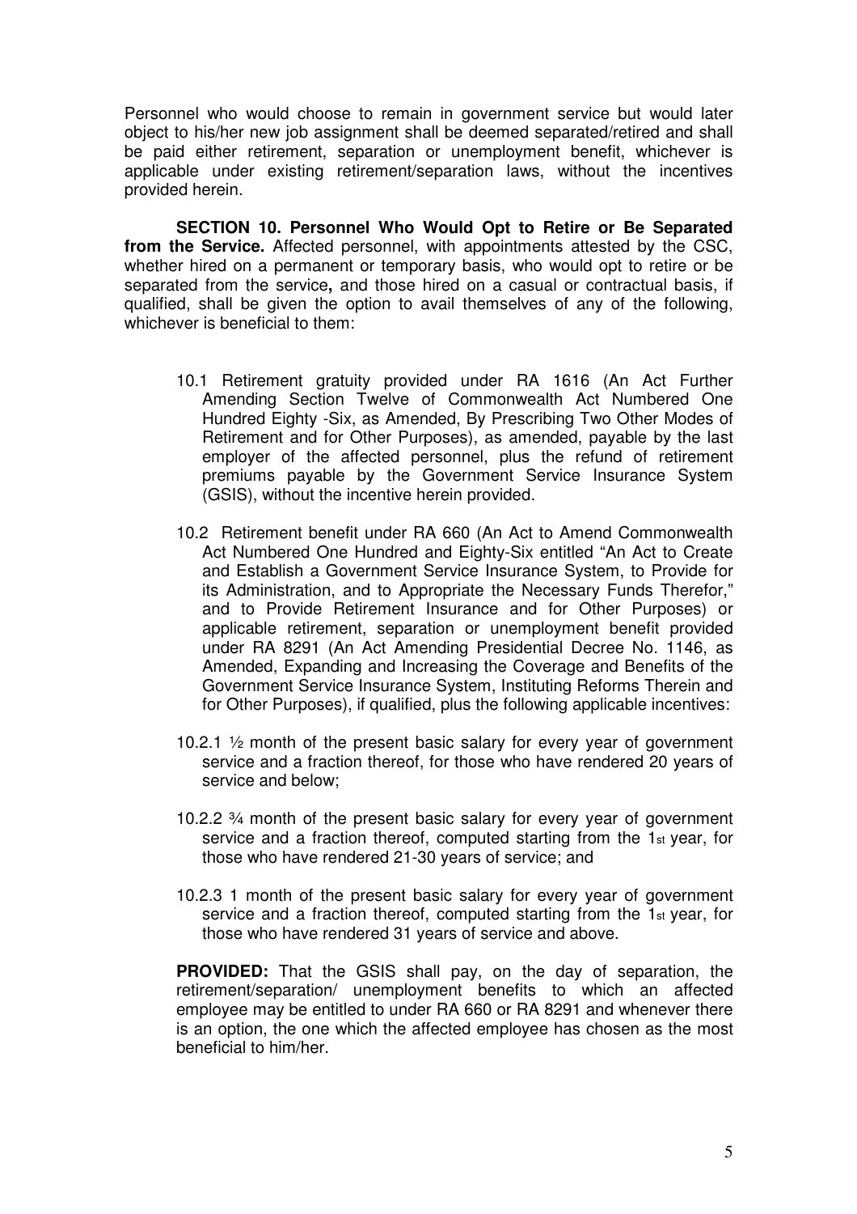Personnel who would choose to remain in government service but would later object to his/her new job assignment shall be deemed separated/retired and shall be paid either retirement, separation or unemployment benefit, whichever is applicable under existing retirement/separation laws, without the incentives provided herein.

**SECTION 10. Personnel Who Would Opt to Retire or Be Separated from the Service.** Affected personnel, with appointments attested by the CSC, whether hired on a permanent or temporary basis, who would opt to retire or be separated from the service**,** and those hired on a casual or contractual basis, if qualified, shall be given the option to avail themselves of any of the following, whichever is beneficial to them:

10.1 Retirement gratuity provided under RA 1616 (An Act Further Amending Section Twelve of Commonwealth Act Numbered One Hundred Eighty -Six, as Amended, By Prescribing Two Other Modes of Retirement and for Other Purposes), as amended, payable by the last employer of the affected personnel, plus the refund of retirement premiums payable by the Government Service Insurance System (GSIS), without the incentive herein provided.

10.2 Retirement benefit under RA 660 (An Act to Amend Commonwealth Act Numbered One Hundred and Eighty-Six entitled "An Act to Create and Establish a Government Service Insurance System, to Provide for its Administration, and to Appropriate the Necessary Funds Therefor," and to Provide Retirement Insurance and for Other Purposes) or applicable retirement, separation or unemployment benefit provided under RA 8291 (An Act Amending Presidential Decree No. 1146, as Amended, Expanding and Increasing the Coverage and Benefits of the Government Service Insurance System, Instituting Reforms Therein and for Other Purposes), if qualified, plus the following applicable incentives:

10.2.1 ½ month of the present basic salary for every year of government service and a fraction thereof, for those who have rendered 20 years of service and below;

10.2.2 ¾ month of the present basic salary for every year of government service and a fraction thereof, computed starting from the 1st year, for those who have rendered 21-30 years of service; and

10.2.3 1 month of the present basic salary for every year of government service and a fraction thereof, computed starting from the 1st year, for those who have rendered 31 years of service and above.

**PROVIDED:** That the GSIS shall pay, on the day of separation, the retirement/separation/ unemployment benefits to which an affected employee may be entitled to under RA 660 or RA 8291 and whenever there is an option, the one which the affected employee has chosen as the most beneficial to him/her.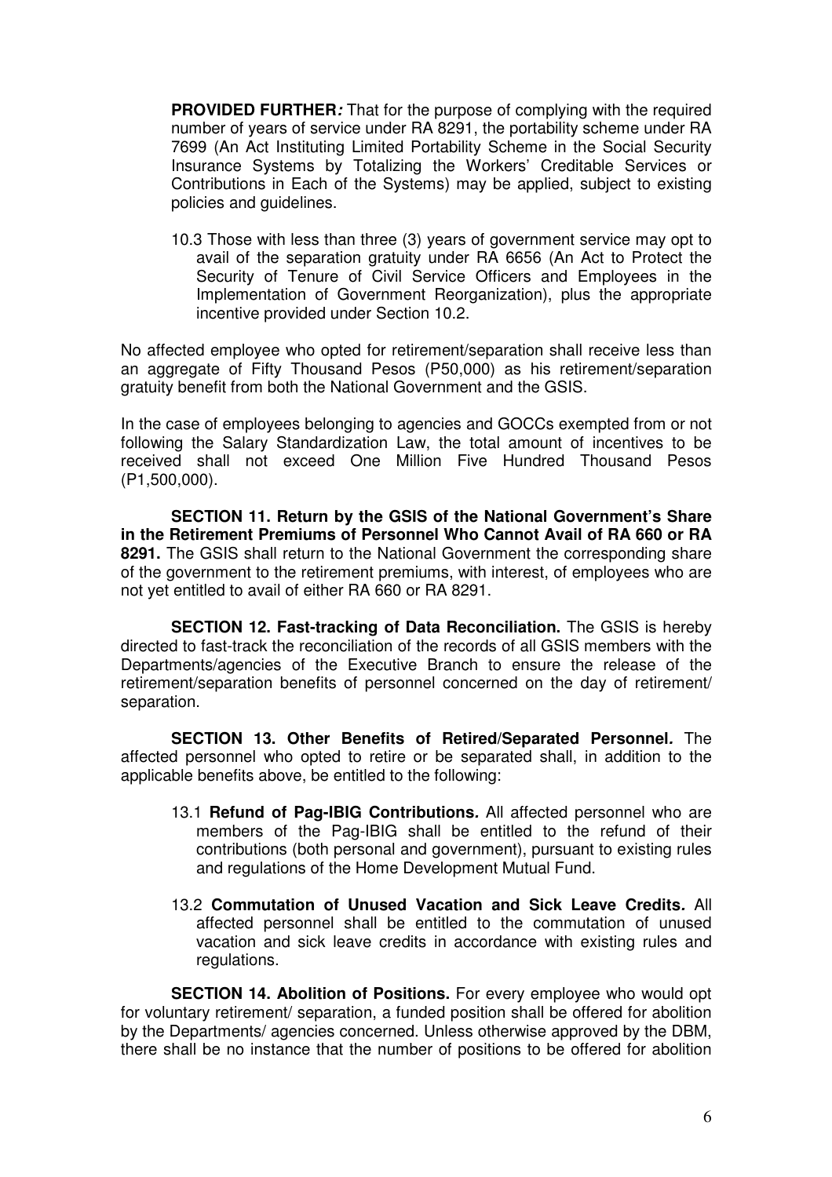**PROVIDED FURTHER*:*** That for the purpose of complying with the required number of years of service under RA 8291, the portability scheme under RA 7699 (An Act Instituting Limited Portability Scheme in the Social Security Insurance Systems by Totalizing the Workers' Creditable Services or Contributions in Each of the Systems) may be applied, subject to existing policies and guidelines.

10.3 Those with less than three (3) years of government service may opt to avail of the separation gratuity under RA 6656 (An Act to Protect the Security of Tenure of Civil Service Officers and Employees in the Implementation of Government Reorganization), plus the appropriate incentive provided under Section 10.2.

No affected employee who opted for retirement/separation shall receive less than an aggregate of Fifty Thousand Pesos (P50,000) as his retirement/separation gratuity benefit from both the National Government and the GSIS.

In the case of employees belonging to agencies and GOCCs exempted from or not following the Salary Standardization Law, the total amount of incentives to be received shall not exceed One Million Five Hundred Thousand Pesos (P1,500,000).

**SECTION 11. Return by the GSIS of the National Government's Share in the Retirement Premiums of Personnel Who Cannot Avail of RA 660 or RA 8291.** The GSIS shall return to the National Government the corresponding share of the government to the retirement premiums, with interest, of employees who are not yet entitled to avail of either RA 660 or RA 8291.

**SECTION 12. Fast-tracking of Data Reconciliation.** The GSIS is hereby directed to fast-track the reconciliation of the records of all GSIS members with the Departments/agencies of the Executive Branch to ensure the release of the retirement/separation benefits of personnel concerned on the day of retirement/ separation.

**SECTION 13. Other Benefits of Retired/Separated Personnel*.*** The affected personnel who opted to retire or be separated shall, in addition to the applicable benefits above, be entitled to the following:

13.1 **Refund of Pag-IBIG Contributions*.*** All affected personnel who are members of the Pag-IBIG shall be entitled to the refund of their contributions (both personal and government), pursuant to existing rules and regulations of the Home Development Mutual Fund.

13.2 **Commutation of Unused Vacation and Sick Leave Credits*.*** All affected personnel shall be entitled to the commutation of unused vacation and sick leave credits in accordance with existing rules and regulations.

**SECTION 14. Abolition of Positions.** For every employee who would opt for voluntary retirement/ separation, a funded position shall be offered for abolition by the Departments/ agencies concerned. Unless otherwise approved by the DBM, there shall be no instance that the number of positions to be offered for abolition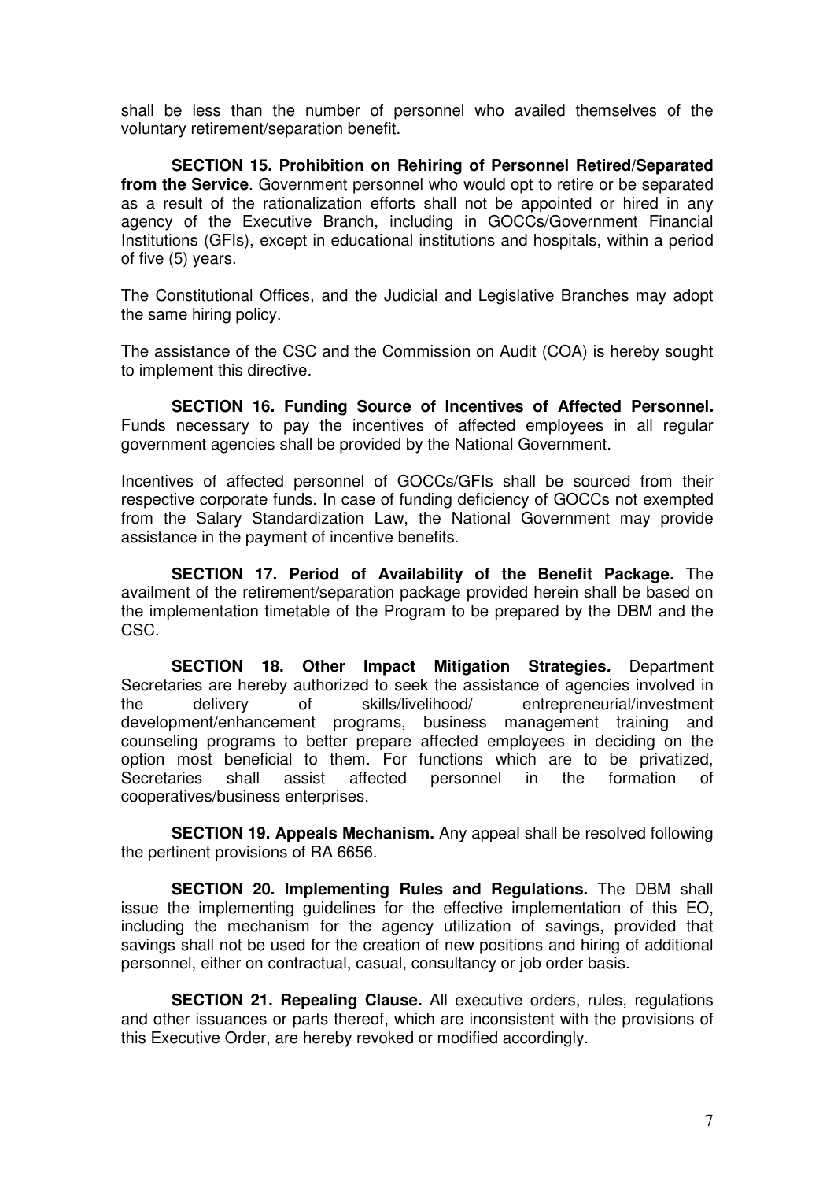shall be less than the number of personnel who availed themselves of the voluntary retirement/separation benefit.

**SECTION 15. Prohibition on Rehiring of Personnel Retired/Separated from the Service**. Government personnel who would opt to retire or be separated as a result of the rationalization efforts shall not be appointed or hired in any agency of the Executive Branch, including in GOCCs/Government Financial Institutions (GFIs), except in educational institutions and hospitals, within a period of five (5) years.

The Constitutional Offices, and the Judicial and Legislative Branches may adopt the same hiring policy.

The assistance of the CSC and the Commission on Audit (COA) is hereby sought to implement this directive.

**SECTION 16. Funding Source of Incentives of Affected Personnel.** Funds necessary to pay the incentives of affected employees in all regular government agencies shall be provided by the National Government.

Incentives of affected personnel of GOCCs/GFIs shall be sourced from their respective corporate funds. In case of funding deficiency of GOCCs not exempted from the Salary Standardization Law, the National Government may provide assistance in the payment of incentive benefits.

**SECTION 17. Period of Availability of the Benefit Package.** The availment of the retirement/separation package provided herein shall be based on the implementation timetable of the Program to be prepared by the DBM and the CSC.

**SECTION 18. Other Impact Mitigation Strategies.** Department Secretaries are hereby authorized to seek the assistance of agencies involved in the delivery of skills/livelihood/ entrepreneurial/investment development/enhancement programs, business management training and counseling programs to better prepare affected employees in deciding on the option most beneficial to them. For functions which are to be privatized, Secretaries shall assist affected personnel in the formation of cooperatives/business enterprises.

**SECTION 19. Appeals Mechanism.** Any appeal shall be resolved following the pertinent provisions of RA 6656.

**SECTION 20. Implementing Rules and Regulations.** The DBM shall issue the implementing guidelines for the effective implementation of this EO, including the mechanism for the agency utilization of savings, provided that savings shall not be used for the creation of new positions and hiring of additional personnel, either on contractual, casual, consultancy or job order basis.

**SECTION 21. Repealing Clause.** All executive orders, rules, regulations and other issuances or parts thereof, which are inconsistent with the provisions of this Executive Order, are hereby revoked or modified accordingly.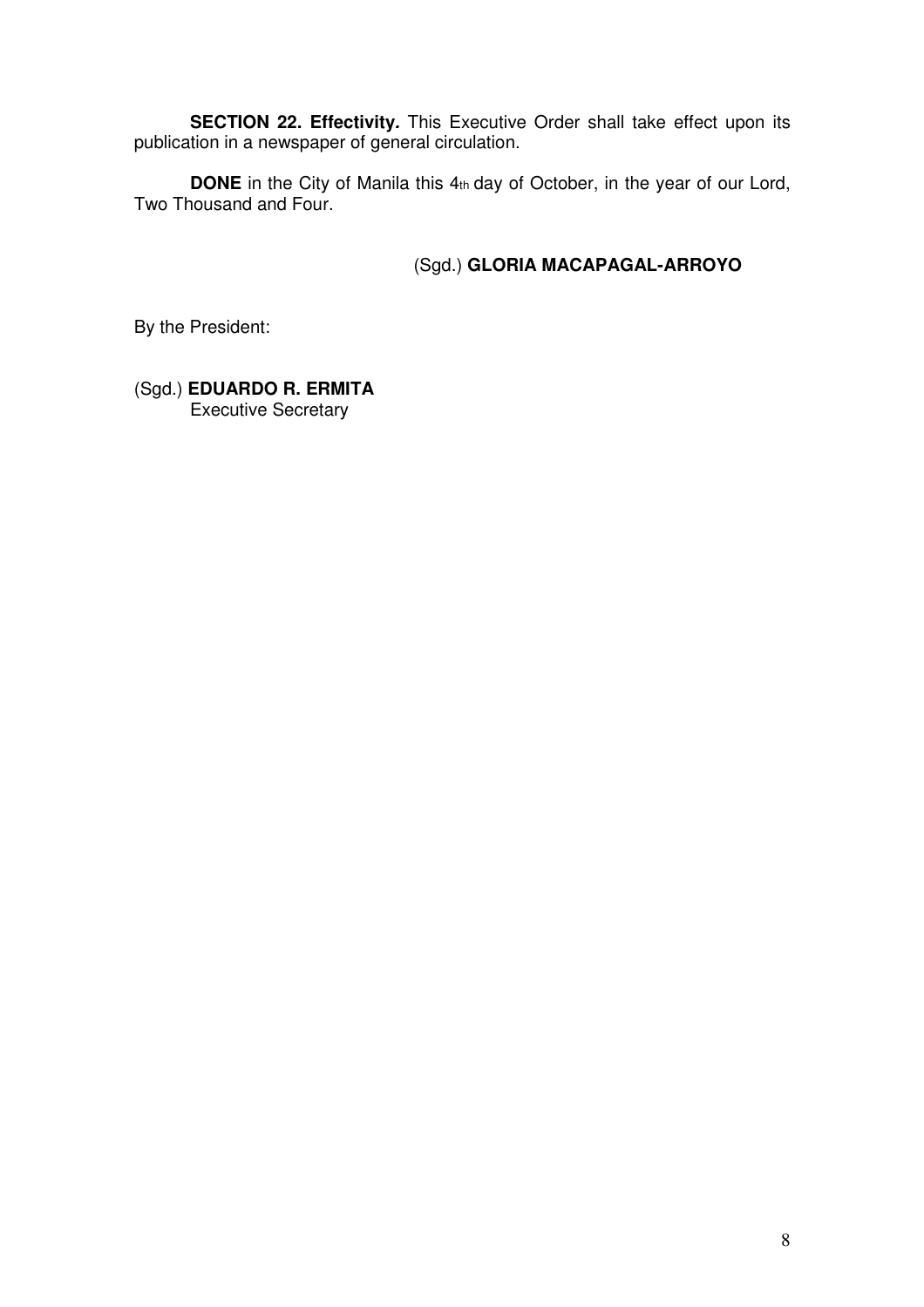**SECTION 22. Effectivity.** This Executive Order shall take effect upon its publication in a newspaper of general circulation.

**DONE** in the City of Manila this 4th day of October, in the year of our Lord, Two Thousand and Four.

(Sgd.) **GLORIA MACAPAGAL-ARROYO**

By the President:

(Sgd.) **EDUARDO R. ERMITA**
Executive Secretary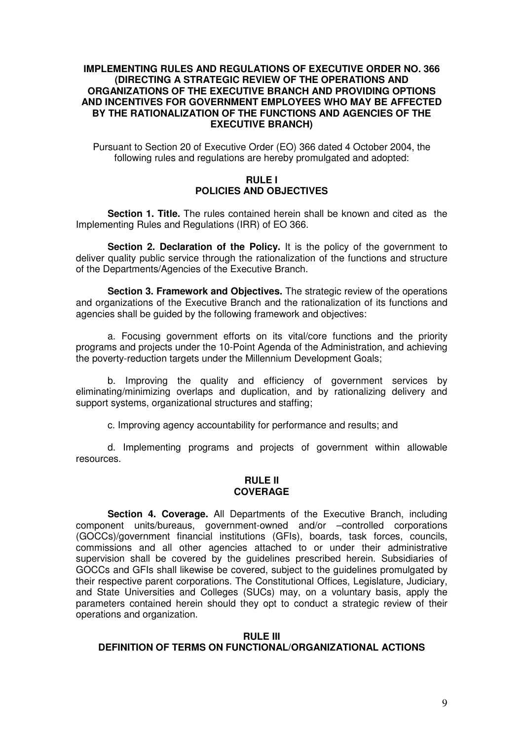# IMPLEMENTING RULES AND REGULATIONS OF EXECUTIVE ORDER NO. 366 (DIRECTING A STRATEGIC REVIEW OF THE OPERATIONS AND ORGANIZATIONS OF THE EXECUTIVE BRANCH AND PROVIDING OPTIONS AND INCENTIVES FOR GOVERNMENT EMPLOYEES WHO MAY BE AFFECTED BY THE RATIONALIZATION OF THE FUNCTIONS AND AGENCIES OF THE EXECUTIVE BRANCH)

Pursuant to Section 20 of Executive Order (EO) 366 dated 4 October 2004, the following rules and regulations are hereby promulgated and adopted:

## RULE I
## POLICIES AND OBJECTIVES

**Section 1. Title.** The rules contained herein shall be known and cited as the Implementing Rules and Regulations (IRR) of EO 366.

**Section 2. Declaration of the Policy.** It is the policy of the government to deliver quality public service through the rationalization of the functions and structure of the Departments/Agencies of the Executive Branch.

**Section 3. Framework and Objectives.** The strategic review of the operations and organizations of the Executive Branch and the rationalization of its functions and agencies shall be guided by the following framework and objectives:

a. Focusing government efforts on its vital/core functions and the priority programs and projects under the 10-Point Agenda of the Administration, and achieving the poverty-reduction targets under the Millennium Development Goals;

b. Improving the quality and efficiency of government services by eliminating/minimizing overlaps and duplication, and by rationalizing delivery and support systems, organizational structures and staffing;

c. Improving agency accountability for performance and results; and

d. Implementing programs and projects of government within allowable resources.

## RULE II
## COVERAGE

**Section 4. Coverage.** All Departments of the Executive Branch, including component units/bureaus, government-owned and/or –controlled corporations (GOCCs)/government financial institutions (GFIs), boards, task forces, councils, commissions and all other agencies attached to or under their administrative supervision shall be covered by the guidelines prescribed herein. Subsidiaries of GOCCs and GFIs shall likewise be covered, subject to the guidelines promulgated by their respective parent corporations. The Constitutional Offices, Legislature, Judiciary, and State Universities and Colleges (SUCs) may, on a voluntary basis, apply the parameters contained herein should they opt to conduct a strategic review of their operations and organization.

## RULE III
## DEFINITION OF TERMS ON FUNCTIONAL/ORGANIZATIONAL ACTIONS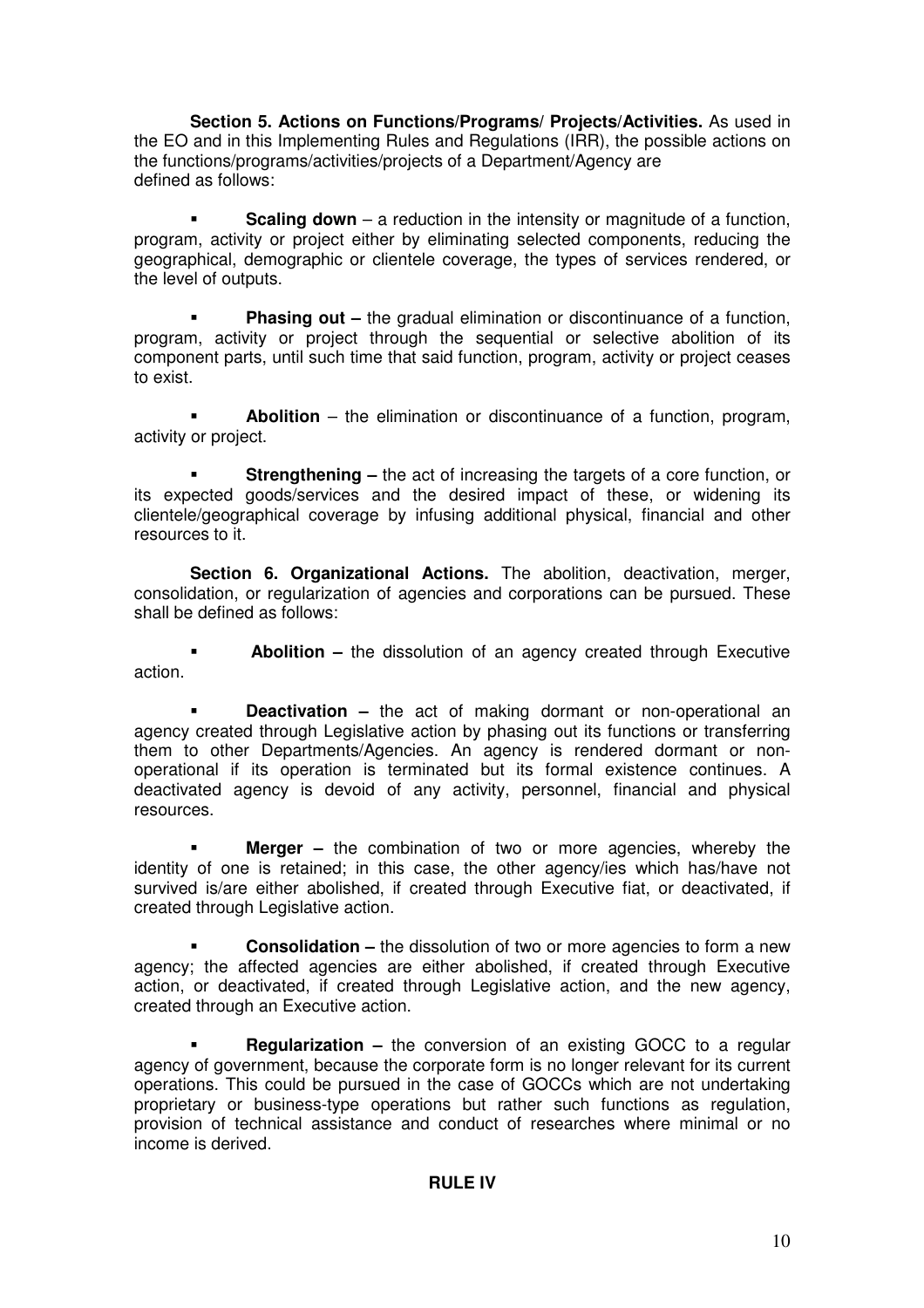**Section 5. Actions on Functions/Programs/ Projects/Activities.** As used in the EO and in this Implementing Rules and Regulations (IRR), the possible actions on the functions/programs/activities/projects of a Department/Agency are defined as follows:

- **Scaling down** – a reduction in the intensity or magnitude of a function, program, activity or project either by eliminating selected components, reducing the geographical, demographic or clientele coverage, the types of services rendered, or the level of outputs.

- **Phasing out –** the gradual elimination or discontinuance of a function, program, activity or project through the sequential or selective abolition of its component parts, until such time that said function, program, activity or project ceases to exist.

- **Abolition** – the elimination or discontinuance of a function, program, activity or project.

- **Strengthening –** the act of increasing the targets of a core function, or its expected goods/services and the desired impact of these, or widening its clientele/geographical coverage by infusing additional physical, financial and other resources to it.

**Section 6. Organizational Actions.** The abolition, deactivation, merger, consolidation, or regularization of agencies and corporations can be pursued. These shall be defined as follows:

- **Abolition –** the dissolution of an agency created through Executive action.

- **Deactivation –** the act of making dormant or non-operational an agency created through Legislative action by phasing out its functions or transferring them to other Departments/Agencies. An agency is rendered dormant or non-operational if its operation is terminated but its formal existence continues. A deactivated agency is devoid of any activity, personnel, financial and physical resources.

- **Merger –** the combination of two or more agencies, whereby the identity of one is retained; in this case, the other agency/ies which has/have not survived is/are either abolished, if created through Executive fiat, or deactivated, if created through Legislative action.

- **Consolidation –** the dissolution of two or more agencies to form a new agency; the affected agencies are either abolished, if created through Executive action, or deactivated, if created through Legislative action, and the new agency, created through an Executive action.

- **Regularization –** the conversion of an existing GOCC to a regular agency of government, because the corporate form is no longer relevant for its current operations. This could be pursued in the case of GOCCs which are not undertaking proprietary or business-type operations but rather such functions as regulation, provision of technical assistance and conduct of researches where minimal or no income is derived.

## RULE IV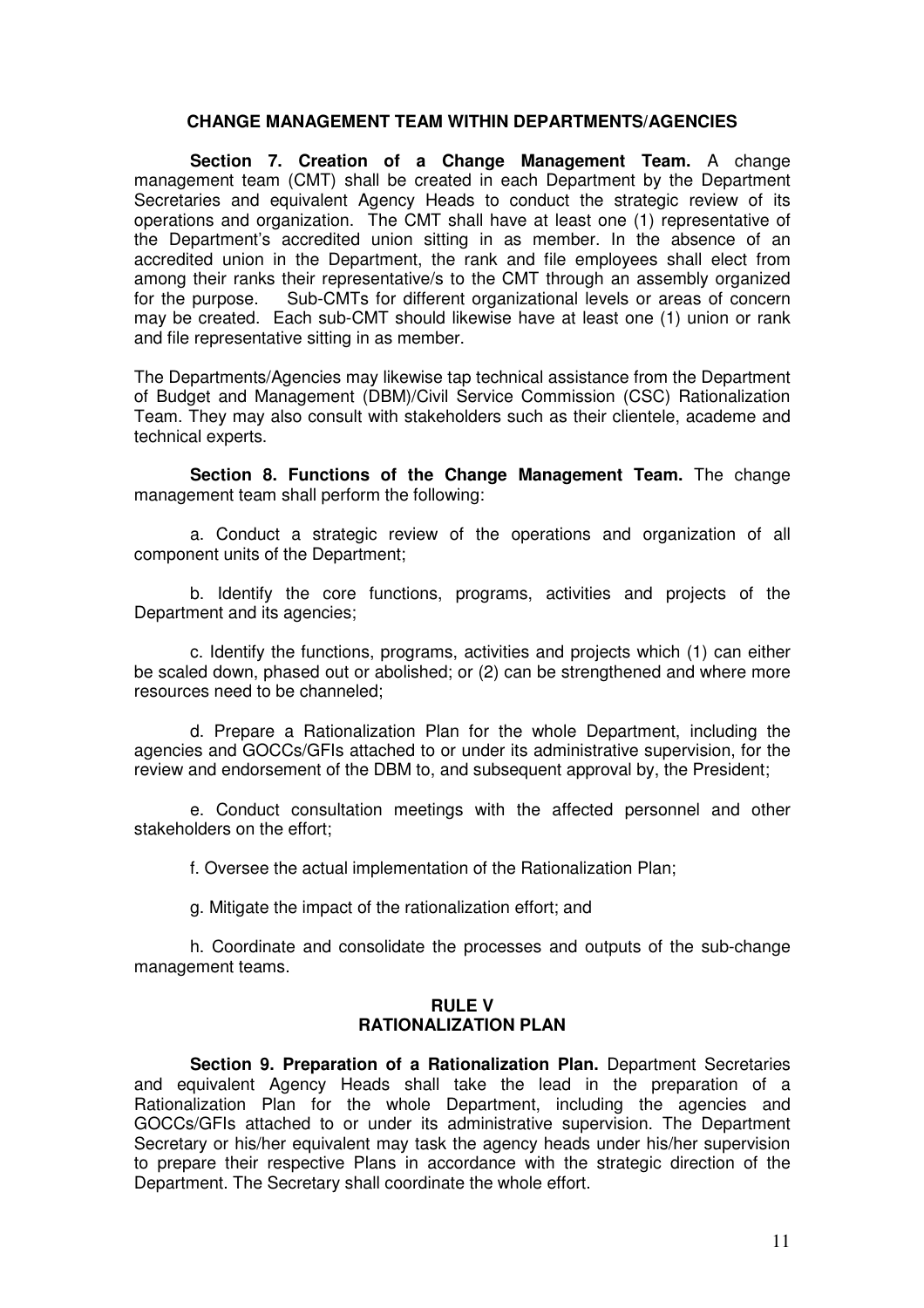## CHANGE MANAGEMENT TEAM WITHIN DEPARTMENTS/AGENCIES

**Section 7. Creation of a Change Management Team.** A change management team (CMT) shall be created in each Department by the Department Secretaries and equivalent Agency Heads to conduct the strategic review of its operations and organization. The CMT shall have at least one (1) representative of the Department's accredited union sitting in as member. In the absence of an accredited union in the Department, the rank and file employees shall elect from among their ranks their representative/s to the CMT through an assembly organized for the purpose. Sub-CMTs for different organizational levels or areas of concern may be created. Each sub-CMT should likewise have at least one (1) union or rank and file representative sitting in as member.

The Departments/Agencies may likewise tap technical assistance from the Department of Budget and Management (DBM)/Civil Service Commission (CSC) Rationalization Team. They may also consult with stakeholders such as their clientele, academe and technical experts.

**Section 8. Functions of the Change Management Team.** The change management team shall perform the following:

a. Conduct a strategic review of the operations and organization of all component units of the Department;

b. Identify the core functions, programs, activities and projects of the Department and its agencies;

c. Identify the functions, programs, activities and projects which (1) can either be scaled down, phased out or abolished; or (2) can be strengthened and where more resources need to be channeled;

d. Prepare a Rationalization Plan for the whole Department, including the agencies and GOCCs/GFIs attached to or under its administrative supervision, for the review and endorsement of the DBM to, and subsequent approval by, the President;

e. Conduct consultation meetings with the affected personnel and other stakeholders on the effort;

f. Oversee the actual implementation of the Rationalization Plan;

g. Mitigate the impact of the rationalization effort; and

h. Coordinate and consolidate the processes and outputs of the sub-change management teams.

## RULE V
## RATIONALIZATION PLAN

**Section 9. Preparation of a Rationalization Plan.** Department Secretaries and equivalent Agency Heads shall take the lead in the preparation of a Rationalization Plan for the whole Department, including the agencies and GOCCs/GFIs attached to or under its administrative supervision. The Department Secretary or his/her equivalent may task the agency heads under his/her supervision to prepare their respective Plans in accordance with the strategic direction of the Department. The Secretary shall coordinate the whole effort.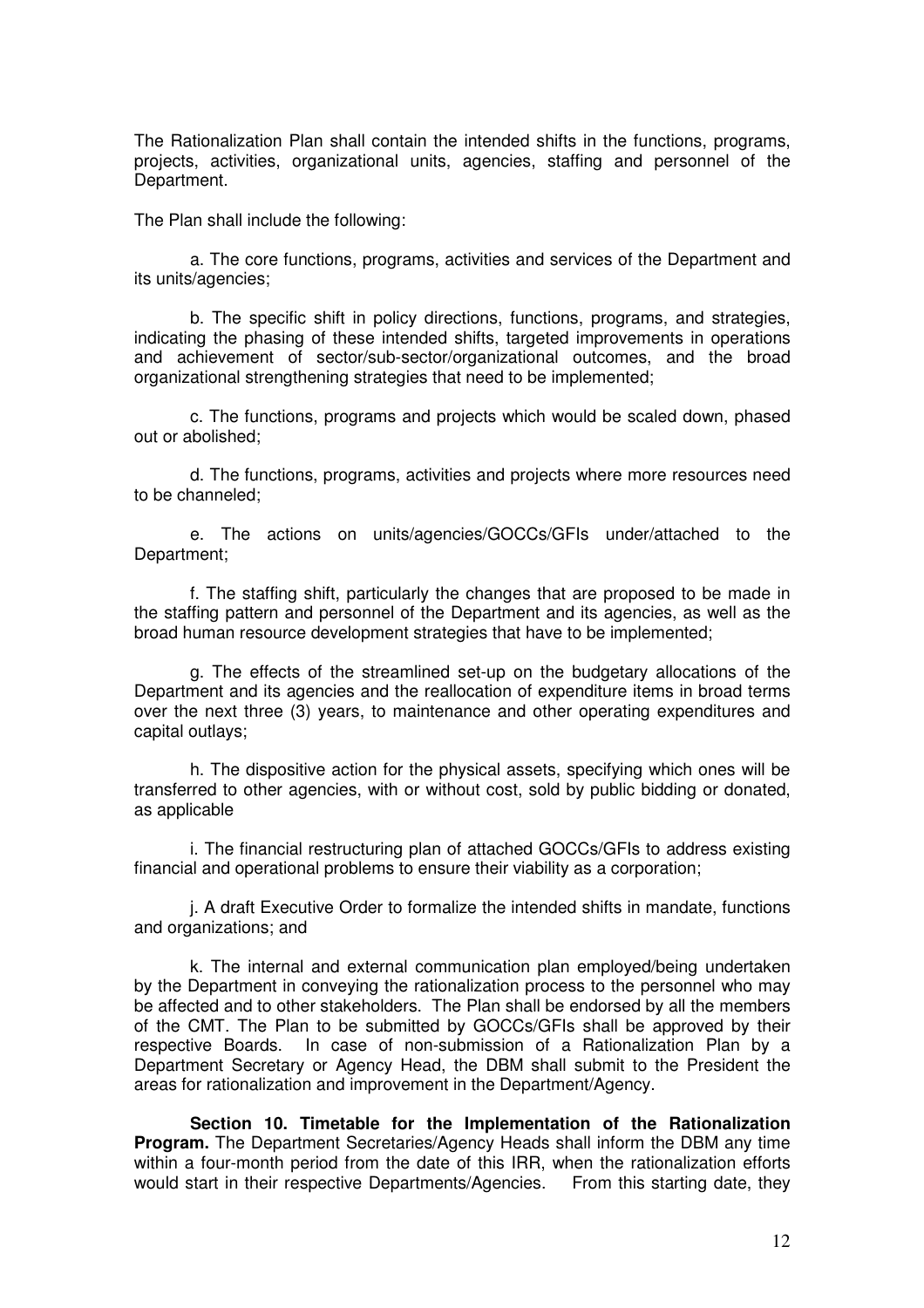The Rationalization Plan shall contain the intended shifts in the functions, programs, projects, activities, organizational units, agencies, staffing and personnel of the Department.

The Plan shall include the following:

a. The core functions, programs, activities and services of the Department and its units/agencies;

b. The specific shift in policy directions, functions, programs, and strategies, indicating the phasing of these intended shifts, targeted improvements in operations and achievement of sector/sub-sector/organizational outcomes, and the broad organizational strengthening strategies that need to be implemented;

c. The functions, programs and projects which would be scaled down, phased out or abolished;

d. The functions, programs, activities and projects where more resources need to be channeled;

e. The actions on units/agencies/GOCCs/GFIs under/attached to the Department;

f. The staffing shift, particularly the changes that are proposed to be made in the staffing pattern and personnel of the Department and its agencies, as well as the broad human resource development strategies that have to be implemented;

g. The effects of the streamlined set-up on the budgetary allocations of the Department and its agencies and the reallocation of expenditure items in broad terms over the next three (3) years, to maintenance and other operating expenditures and capital outlays;

h. The dispositive action for the physical assets, specifying which ones will be transferred to other agencies, with or without cost, sold by public bidding or donated, as applicable

i. The financial restructuring plan of attached GOCCs/GFIs to address existing financial and operational problems to ensure their viability as a corporation;

j. A draft Executive Order to formalize the intended shifts in mandate, functions and organizations; and

k. The internal and external communication plan employed/being undertaken by the Department in conveying the rationalization process to the personnel who may be affected and to other stakeholders. The Plan shall be endorsed by all the members of the CMT. The Plan to be submitted by GOCCs/GFIs shall be approved by their respective Boards. In case of non-submission of a Rationalization Plan by a Department Secretary or Agency Head, the DBM shall submit to the President the areas for rationalization and improvement in the Department/Agency.

**Section 10. Timetable for the Implementation of the Rationalization Program.** The Department Secretaries/Agency Heads shall inform the DBM any time within a four-month period from the date of this IRR, when the rationalization efforts would start in their respective Departments/Agencies. From this starting date, they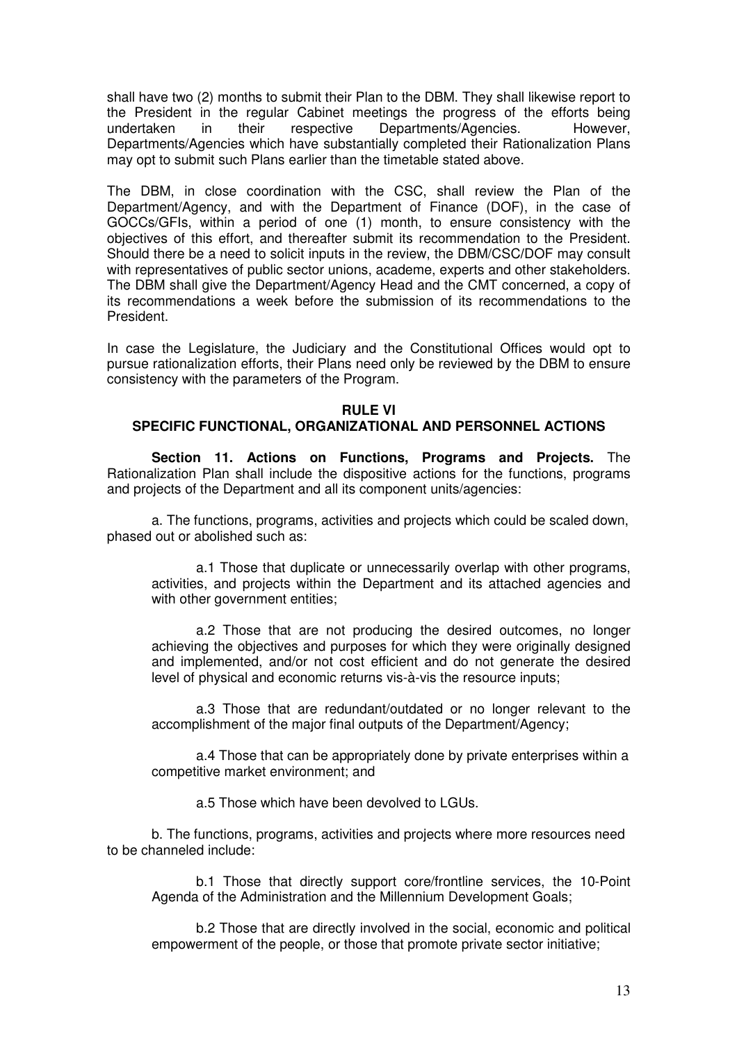shall have two (2) months to submit their Plan to the DBM. They shall likewise report to the President in the regular Cabinet meetings the progress of the efforts being undertaken in their respective Departments/Agencies. However, Departments/Agencies which have substantially completed their Rationalization Plans may opt to submit such Plans earlier than the timetable stated above.

The DBM, in close coordination with the CSC, shall review the Plan of the Department/Agency, and with the Department of Finance (DOF), in the case of GOCCs/GFIs, within a period of one (1) month, to ensure consistency with the objectives of this effort, and thereafter submit its recommendation to the President. Should there be a need to solicit inputs in the review, the DBM/CSC/DOF may consult with representatives of public sector unions, academe, experts and other stakeholders. The DBM shall give the Department/Agency Head and the CMT concerned, a copy of its recommendations a week before the submission of its recommendations to the President.

In case the Legislature, the Judiciary and the Constitutional Offices would opt to pursue rationalization efforts, their Plans need only be reviewed by the DBM to ensure consistency with the parameters of the Program.

## RULE VI
## SPECIFIC FUNCTIONAL, ORGANIZATIONAL AND PERSONNEL ACTIONS

**Section 11. Actions on Functions, Programs and Projects.** The Rationalization Plan shall include the dispositive actions for the functions, programs and projects of the Department and all its component units/agencies:

a. The functions, programs, activities and projects which could be scaled down, phased out or abolished such as:

a.1 Those that duplicate or unnecessarily overlap with other programs, activities, and projects within the Department and its attached agencies and with other government entities;

a.2 Those that are not producing the desired outcomes, no longer achieving the objectives and purposes for which they were originally designed and implemented, and/or not cost efficient and do not generate the desired level of physical and economic returns vis-à-vis the resource inputs;

a.3 Those that are redundant/outdated or no longer relevant to the accomplishment of the major final outputs of the Department/Agency;

a.4 Those that can be appropriately done by private enterprises within a competitive market environment; and

a.5 Those which have been devolved to LGUs.

b. The functions, programs, activities and projects where more resources need to be channeled include:

b.1 Those that directly support core/frontline services, the 10-Point Agenda of the Administration and the Millennium Development Goals;

b.2 Those that are directly involved in the social, economic and political empowerment of the people, or those that promote private sector initiative;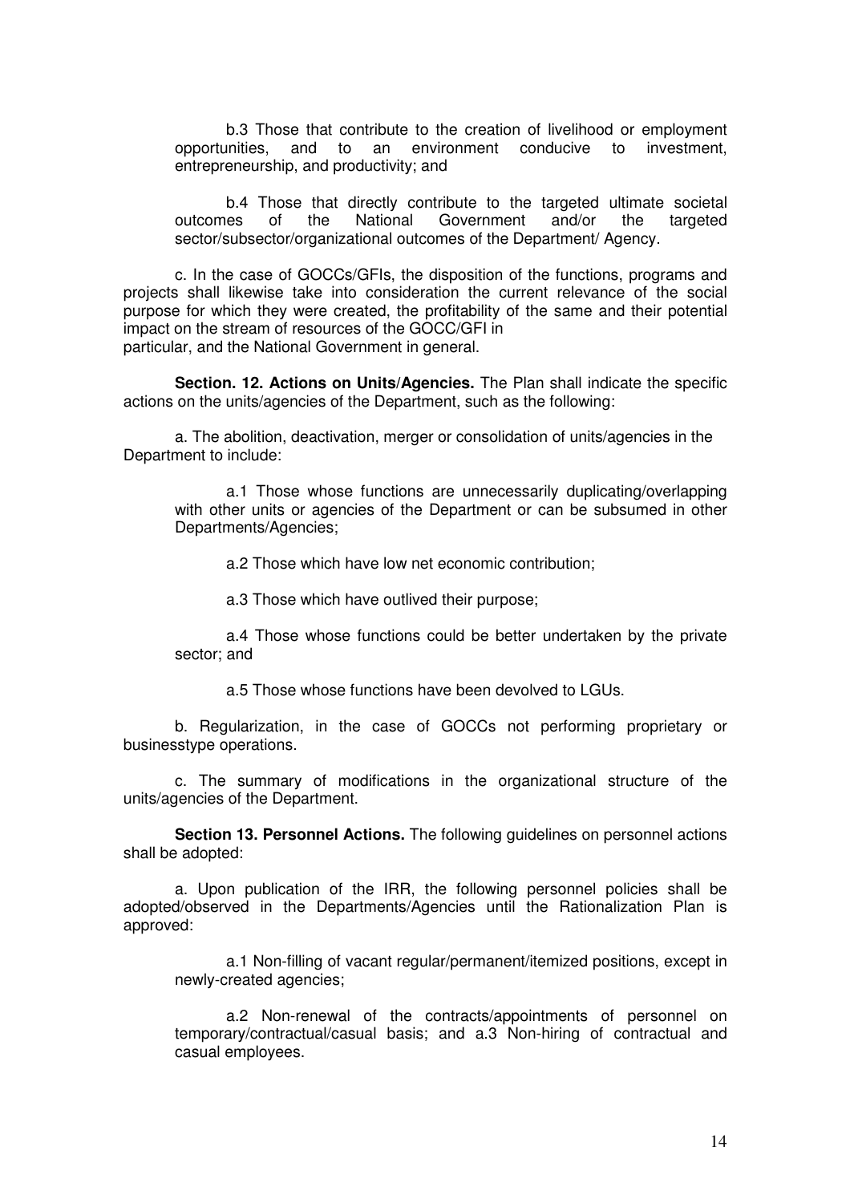b.3 Those that contribute to the creation of livelihood or employment opportunities, and to an environment conducive to investment, entrepreneurship, and productivity; and

b.4 Those that directly contribute to the targeted ultimate societal outcomes of the National Government and/or the targeted sector/subsector/organizational outcomes of the Department/ Agency.

c. In the case of GOCCs/GFIs, the disposition of the functions, programs and projects shall likewise take into consideration the current relevance of the social purpose for which they were created, the profitability of the same and their potential impact on the stream of resources of the GOCC/GFI in particular, and the National Government in general.

**Section. 12. Actions on Units/Agencies.** The Plan shall indicate the specific actions on the units/agencies of the Department, such as the following:

a. The abolition, deactivation, merger or consolidation of units/agencies in the Department to include:

a.1 Those whose functions are unnecessarily duplicating/overlapping with other units or agencies of the Department or can be subsumed in other Departments/Agencies;

a.2 Those which have low net economic contribution;

a.3 Those which have outlived their purpose;

a.4 Those whose functions could be better undertaken by the private sector; and

a.5 Those whose functions have been devolved to LGUs.

b. Regularization, in the case of GOCCs not performing proprietary or businesstype operations.

c. The summary of modifications in the organizational structure of the units/agencies of the Department.

**Section 13. Personnel Actions.** The following guidelines on personnel actions shall be adopted:

a. Upon publication of the IRR, the following personnel policies shall be adopted/observed in the Departments/Agencies until the Rationalization Plan is approved:

a.1 Non-filling of vacant regular/permanent/itemized positions, except in newly-created agencies;

a.2 Non-renewal of the contracts/appointments of personnel on temporary/contractual/casual basis; and a.3 Non-hiring of contractual and casual employees.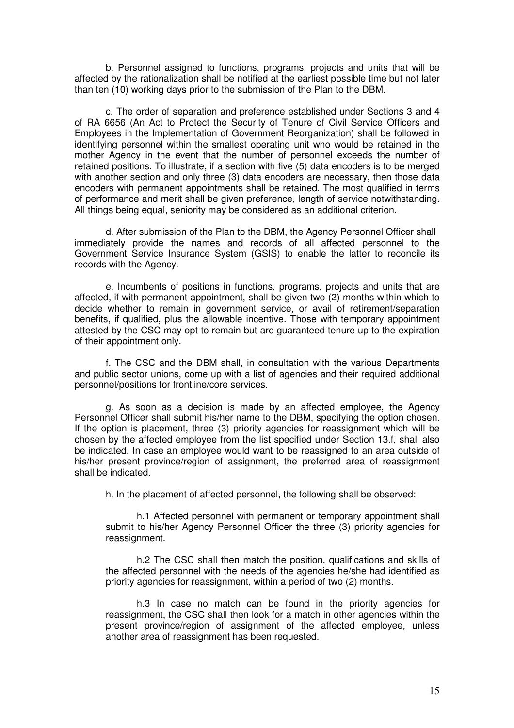b. Personnel assigned to functions, programs, projects and units that will be affected by the rationalization shall be notified at the earliest possible time but not later than ten (10) working days prior to the submission of the Plan to the DBM.

c. The order of separation and preference established under Sections 3 and 4 of RA 6656 (An Act to Protect the Security of Tenure of Civil Service Officers and Employees in the Implementation of Government Reorganization) shall be followed in identifying personnel within the smallest operating unit who would be retained in the mother Agency in the event that the number of personnel exceeds the number of retained positions. To illustrate, if a section with five (5) data encoders is to be merged with another section and only three (3) data encoders are necessary, then those data encoders with permanent appointments shall be retained. The most qualified in terms of performance and merit shall be given preference, length of service notwithstanding. All things being equal, seniority may be considered as an additional criterion.

d. After submission of the Plan to the DBM, the Agency Personnel Officer shall immediately provide the names and records of all affected personnel to the Government Service Insurance System (GSIS) to enable the latter to reconcile its records with the Agency.

e. Incumbents of positions in functions, programs, projects and units that are affected, if with permanent appointment, shall be given two (2) months within which to decide whether to remain in government service, or avail of retirement/separation benefits, if qualified, plus the allowable incentive. Those with temporary appointment attested by the CSC may opt to remain but are guaranteed tenure up to the expiration of their appointment only.

f. The CSC and the DBM shall, in consultation with the various Departments and public sector unions, come up with a list of agencies and their required additional personnel/positions for frontline/core services.

g. As soon as a decision is made by an affected employee, the Agency Personnel Officer shall submit his/her name to the DBM, specifying the option chosen. If the option is placement, three (3) priority agencies for reassignment which will be chosen by the affected employee from the list specified under Section 13.f, shall also be indicated. In case an employee would want to be reassigned to an area outside of his/her present province/region of assignment, the preferred area of reassignment shall be indicated.

h. In the placement of affected personnel, the following shall be observed:

h.1 Affected personnel with permanent or temporary appointment shall submit to his/her Agency Personnel Officer the three (3) priority agencies for reassignment.

h.2 The CSC shall then match the position, qualifications and skills of the affected personnel with the needs of the agencies he/she had identified as priority agencies for reassignment, within a period of two (2) months.

h.3 In case no match can be found in the priority agencies for reassignment, the CSC shall then look for a match in other agencies within the present province/region of assignment of the affected employee, unless another area of reassignment has been requested.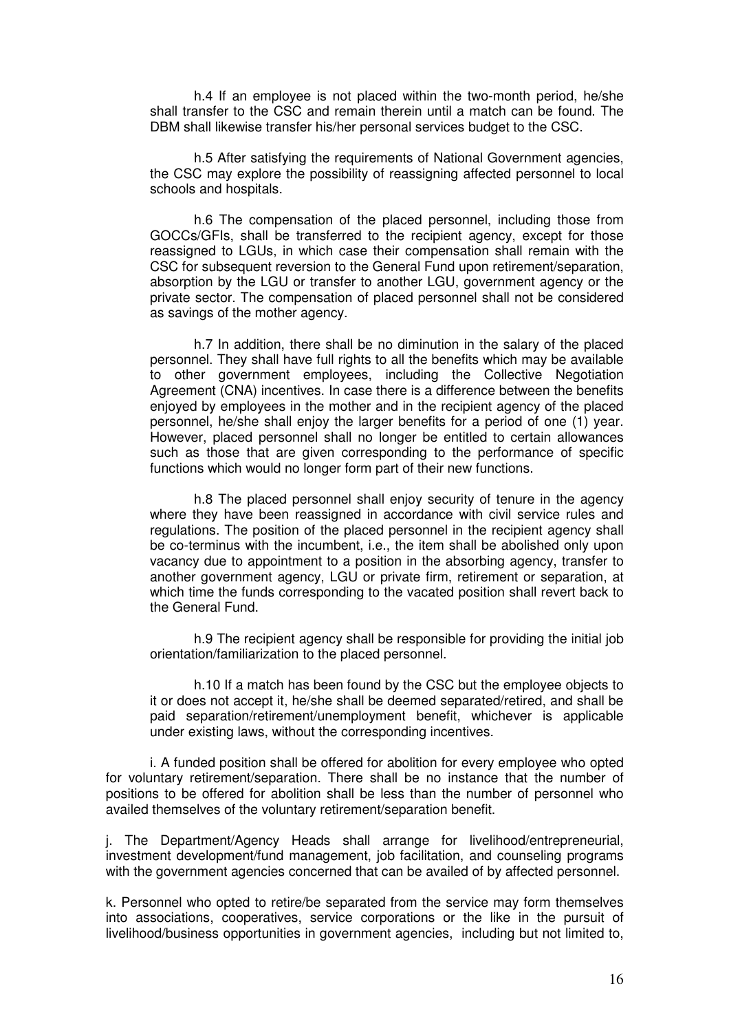h.4 If an employee is not placed within the two-month period, he/she shall transfer to the CSC and remain therein until a match can be found. The DBM shall likewise transfer his/her personal services budget to the CSC.

h.5 After satisfying the requirements of National Government agencies, the CSC may explore the possibility of reassigning affected personnel to local schools and hospitals.

h.6 The compensation of the placed personnel, including those from GOCCs/GFIs, shall be transferred to the recipient agency, except for those reassigned to LGUs, in which case their compensation shall remain with the CSC for subsequent reversion to the General Fund upon retirement/separation, absorption by the LGU or transfer to another LGU, government agency or the private sector. The compensation of placed personnel shall not be considered as savings of the mother agency.

h.7 In addition, there shall be no diminution in the salary of the placed personnel. They shall have full rights to all the benefits which may be available to other government employees, including the Collective Negotiation Agreement (CNA) incentives. In case there is a difference between the benefits enjoyed by employees in the mother and in the recipient agency of the placed personnel, he/she shall enjoy the larger benefits for a period of one (1) year. However, placed personnel shall no longer be entitled to certain allowances such as those that are given corresponding to the performance of specific functions which would no longer form part of their new functions.

h.8 The placed personnel shall enjoy security of tenure in the agency where they have been reassigned in accordance with civil service rules and regulations. The position of the placed personnel in the recipient agency shall be co-terminus with the incumbent, i.e., the item shall be abolished only upon vacancy due to appointment to a position in the absorbing agency, transfer to another government agency, LGU or private firm, retirement or separation, at which time the funds corresponding to the vacated position shall revert back to the General Fund.

h.9 The recipient agency shall be responsible for providing the initial job orientation/familiarization to the placed personnel.

h.10 If a match has been found by the CSC but the employee objects to it or does not accept it, he/she shall be deemed separated/retired, and shall be paid separation/retirement/unemployment benefit, whichever is applicable under existing laws, without the corresponding incentives.

i. A funded position shall be offered for abolition for every employee who opted for voluntary retirement/separation. There shall be no instance that the number of positions to be offered for abolition shall be less than the number of personnel who availed themselves of the voluntary retirement/separation benefit.

j. The Department/Agency Heads shall arrange for livelihood/entrepreneurial, investment development/fund management, job facilitation, and counseling programs with the government agencies concerned that can be availed of by affected personnel.

k. Personnel who opted to retire/be separated from the service may form themselves into associations, cooperatives, service corporations or the like in the pursuit of livelihood/business opportunities in government agencies, including but not limited to,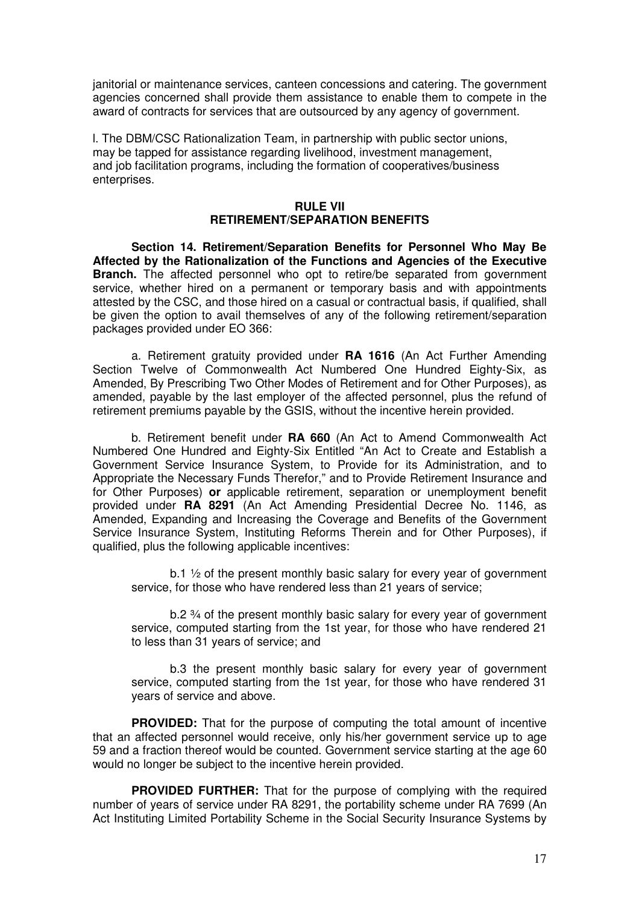janitorial or maintenance services, canteen concessions and catering. The government agencies concerned shall provide them assistance to enable them to compete in the award of contracts for services that are outsourced by any agency of government.

l. The DBM/CSC Rationalization Team, in partnership with public sector unions, may be tapped for assistance regarding livelihood, investment management, and job facilitation programs, including the formation of cooperatives/business enterprises.

## RULE VII
## RETIREMENT/SEPARATION BENEFITS

**Section 14. Retirement/Separation Benefits for Personnel Who May Be Affected by the Rationalization of the Functions and Agencies of the Executive Branch.** The affected personnel who opt to retire/be separated from government service, whether hired on a permanent or temporary basis and with appointments attested by the CSC, and those hired on a casual or contractual basis, if qualified, shall be given the option to avail themselves of any of the following retirement/separation packages provided under EO 366:

a. Retirement gratuity provided under **RA 1616** (An Act Further Amending Section Twelve of Commonwealth Act Numbered One Hundred Eighty-Six, as Amended, By Prescribing Two Other Modes of Retirement and for Other Purposes), as amended, payable by the last employer of the affected personnel, plus the refund of retirement premiums payable by the GSIS, without the incentive herein provided.

b. Retirement benefit under **RA 660** (An Act to Amend Commonwealth Act Numbered One Hundred and Eighty-Six Entitled "An Act to Create and Establish a Government Service Insurance System, to Provide for its Administration, and to Appropriate the Necessary Funds Therefor," and to Provide Retirement Insurance and for Other Purposes) **or** applicable retirement, separation or unemployment benefit provided under **RA 8291** (An Act Amending Presidential Decree No. 1146, as Amended, Expanding and Increasing the Coverage and Benefits of the Government Service Insurance System, Instituting Reforms Therein and for Other Purposes), if qualified, plus the following applicable incentives:

b.1 ½ of the present monthly basic salary for every year of government service, for those who have rendered less than 21 years of service;

b.2 ¾ of the present monthly basic salary for every year of government service, computed starting from the 1st year, for those who have rendered 21 to less than 31 years of service; and

b.3 the present monthly basic salary for every year of government service, computed starting from the 1st year, for those who have rendered 31 years of service and above.

**PROVIDED:** That for the purpose of computing the total amount of incentive that an affected personnel would receive, only his/her government service up to age 59 and a fraction thereof would be counted. Government service starting at the age 60 would no longer be subject to the incentive herein provided.

**PROVIDED FURTHER:** That for the purpose of complying with the required number of years of service under RA 8291, the portability scheme under RA 7699 (An Act Instituting Limited Portability Scheme in the Social Security Insurance Systems by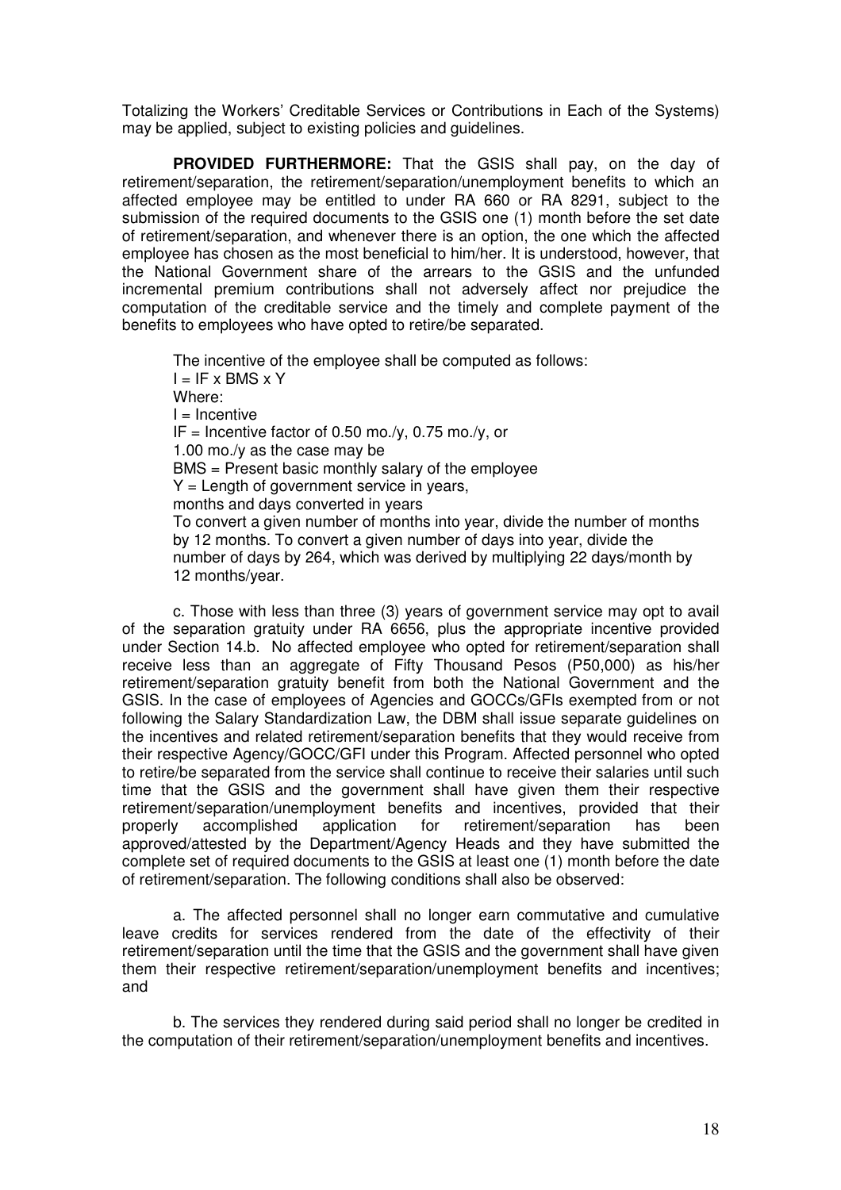Totalizing the Workers' Creditable Services or Contributions in Each of the Systems) may be applied, subject to existing policies and guidelines.

**PROVIDED FURTHERMORE:** That the GSIS shall pay, on the day of retirement/separation, the retirement/separation/unemployment benefits to which an affected employee may be entitled to under RA 660 or RA 8291, subject to the submission of the required documents to the GSIS one (1) month before the set date of retirement/separation, and whenever there is an option, the one which the affected employee has chosen as the most beneficial to him/her. It is understood, however, that the National Government share of the arrears to the GSIS and the unfunded incremental premium contributions shall not adversely affect nor prejudice the computation of the creditable service and the timely and complete payment of the benefits to employees who have opted to retire/be separated.

The incentive of the employee shall be computed as follows:
I = IF x BMS x Y
Where:
I = Incentive
IF = Incentive factor of 0.50 mo./y, 0.75 mo./y, or 1.00 mo./y as the case may be
BMS = Present basic monthly salary of the employee
Y = Length of government service in years, months and days converted in years
To convert a given number of months into year, divide the number of months by 12 months. To convert a given number of days into year, divide the number of days by 264, which was derived by multiplying 22 days/month by 12 months/year.

c. Those with less than three (3) years of government service may opt to avail of the separation gratuity under RA 6656, plus the appropriate incentive provided under Section 14.b. No affected employee who opted for retirement/separation shall receive less than an aggregate of Fifty Thousand Pesos (P50,000) as his/her retirement/separation gratuity benefit from both the National Government and the GSIS. In the case of employees of Agencies and GOCCs/GFIs exempted from or not following the Salary Standardization Law, the DBM shall issue separate guidelines on the incentives and related retirement/separation benefits that they would receive from their respective Agency/GOCC/GFI under this Program. Affected personnel who opted to retire/be separated from the service shall continue to receive their salaries until such time that the GSIS and the government shall have given them their respective retirement/separation/unemployment benefits and incentives, provided that their properly accomplished application for retirement/separation has been approved/attested by the Department/Agency Heads and they have submitted the complete set of required documents to the GSIS at least one (1) month before the date of retirement/separation. The following conditions shall also be observed:

a. The affected personnel shall no longer earn commutative and cumulative leave credits for services rendered from the date of the effectivity of their retirement/separation until the time that the GSIS and the government shall have given them their respective retirement/separation/unemployment benefits and incentives; and

b. The services they rendered during said period shall no longer be credited in the computation of their retirement/separation/unemployment benefits and incentives.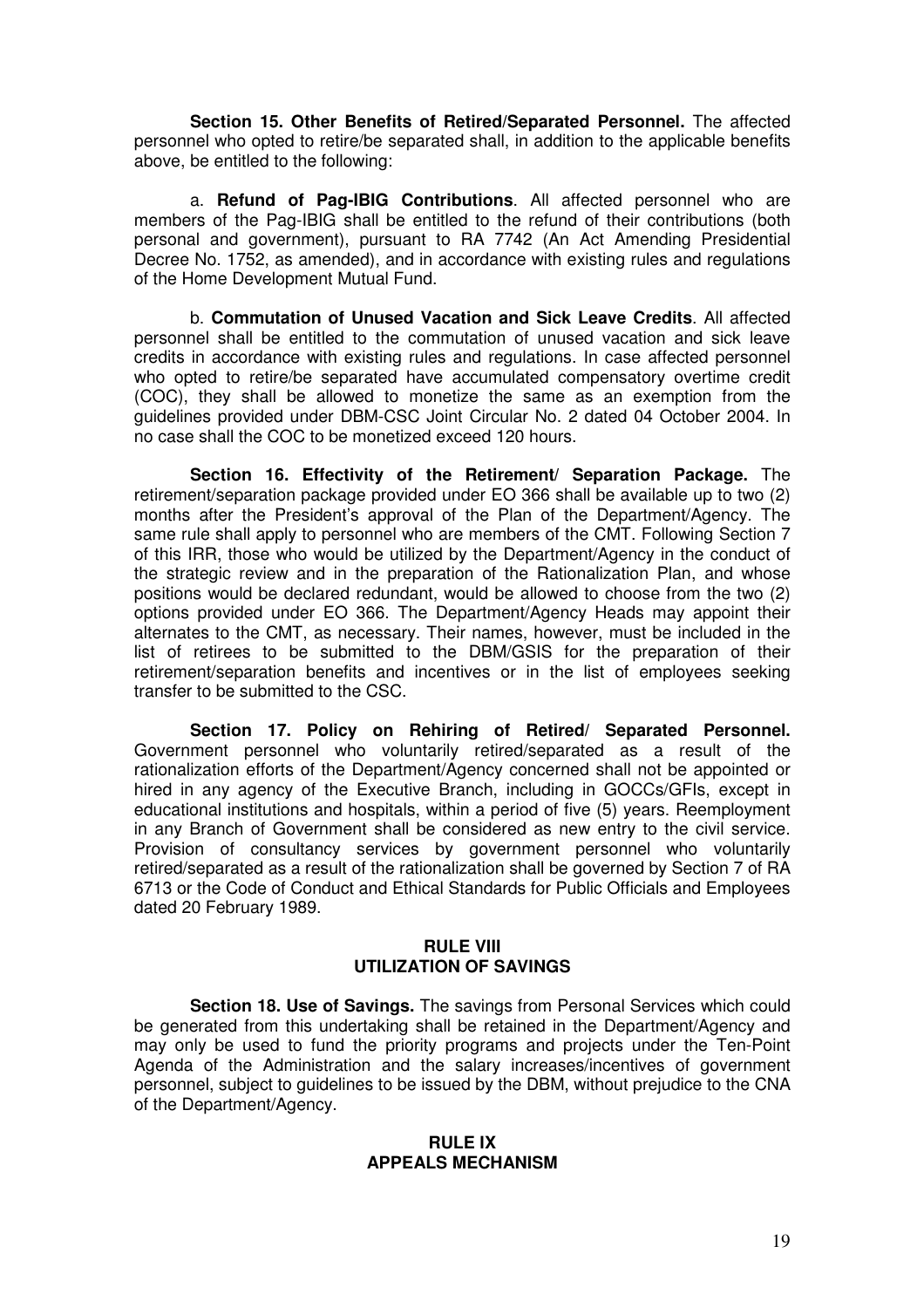**Section 15. Other Benefits of Retired/Separated Personnel.** The affected personnel who opted to retire/be separated shall, in addition to the applicable benefits above, be entitled to the following:

a. **Refund of Pag-IBIG Contributions**. All affected personnel who are members of the Pag-IBIG shall be entitled to the refund of their contributions (both personal and government), pursuant to RA 7742 (An Act Amending Presidential Decree No. 1752, as amended), and in accordance with existing rules and regulations of the Home Development Mutual Fund.

b. **Commutation of Unused Vacation and Sick Leave Credits**. All affected personnel shall be entitled to the commutation of unused vacation and sick leave credits in accordance with existing rules and regulations. In case affected personnel who opted to retire/be separated have accumulated compensatory overtime credit (COC), they shall be allowed to monetize the same as an exemption from the guidelines provided under DBM-CSC Joint Circular No. 2 dated 04 October 2004. In no case shall the COC to be monetized exceed 120 hours.

**Section 16. Effectivity of the Retirement/ Separation Package.** The retirement/separation package provided under EO 366 shall be available up to two (2) months after the President's approval of the Plan of the Department/Agency. The same rule shall apply to personnel who are members of the CMT. Following Section 7 of this IRR, those who would be utilized by the Department/Agency in the conduct of the strategic review and in the preparation of the Rationalization Plan, and whose positions would be declared redundant, would be allowed to choose from the two (2) options provided under EO 366. The Department/Agency Heads may appoint their alternates to the CMT, as necessary. Their names, however, must be included in the list of retirees to be submitted to the DBM/GSIS for the preparation of their retirement/separation benefits and incentives or in the list of employees seeking transfer to be submitted to the CSC.

**Section 17. Policy on Rehiring of Retired/ Separated Personnel.** Government personnel who voluntarily retired/separated as a result of the rationalization efforts of the Department/Agency concerned shall not be appointed or hired in any agency of the Executive Branch, including in GOCCs/GFIs, except in educational institutions and hospitals, within a period of five (5) years. Reemployment in any Branch of Government shall be considered as new entry to the civil service. Provision of consultancy services by government personnel who voluntarily retired/separated as a result of the rationalization shall be governed by Section 7 of RA 6713 or the Code of Conduct and Ethical Standards for Public Officials and Employees dated 20 February 1989.

## RULE VIII
## UTILIZATION OF SAVINGS

**Section 18. Use of Savings.** The savings from Personal Services which could be generated from this undertaking shall be retained in the Department/Agency and may only be used to fund the priority programs and projects under the Ten-Point Agenda of the Administration and the salary increases/incentives of government personnel, subject to guidelines to be issued by the DBM, without prejudice to the CNA of the Department/Agency.

## RULE IX
## APPEALS MECHANISM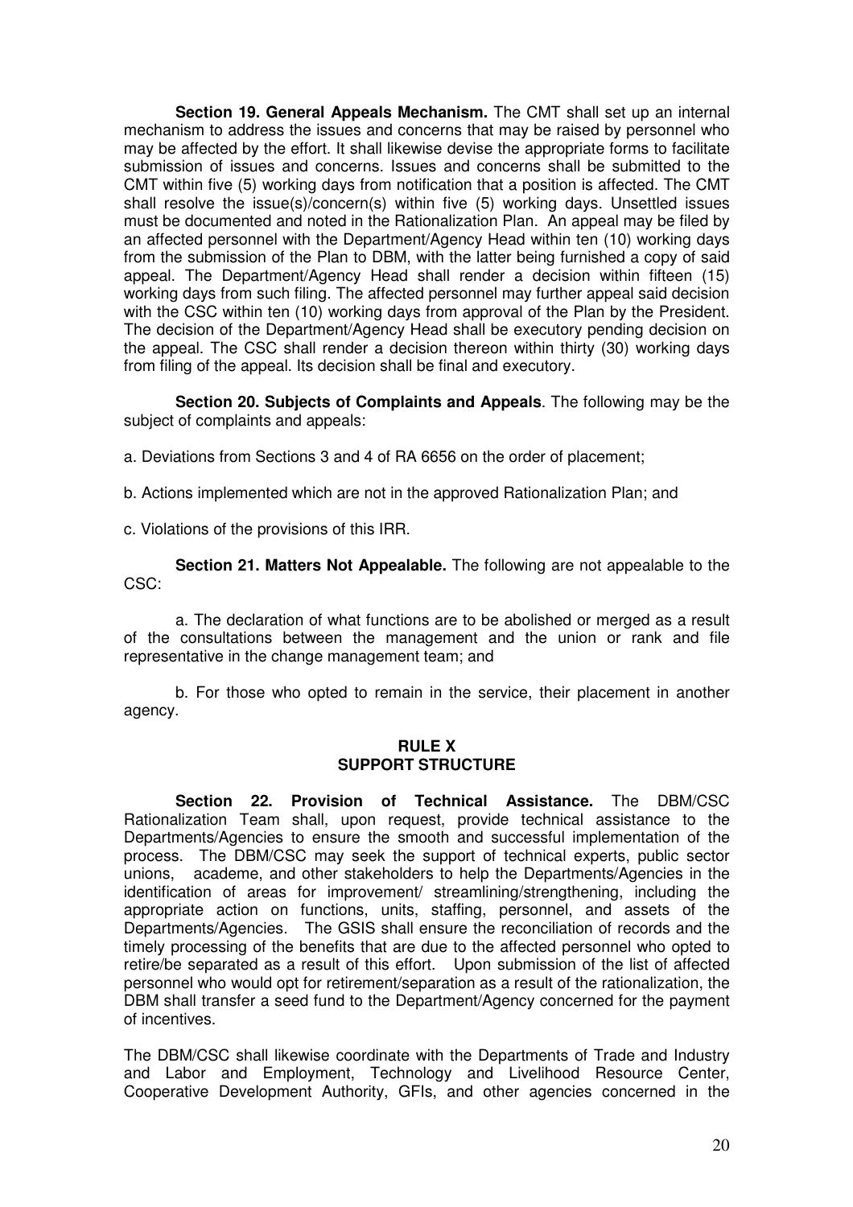**Section 19. General Appeals Mechanism.** The CMT shall set up an internal mechanism to address the issues and concerns that may be raised by personnel who may be affected by the effort. It shall likewise devise the appropriate forms to facilitate submission of issues and concerns. Issues and concerns shall be submitted to the CMT within five (5) working days from notification that a position is affected. The CMT shall resolve the issue(s)/concern(s) within five (5) working days. Unsettled issues must be documented and noted in the Rationalization Plan. An appeal may be filed by an affected personnel with the Department/Agency Head within ten (10) working days from the submission of the Plan to DBM, with the latter being furnished a copy of said appeal. The Department/Agency Head shall render a decision within fifteen (15) working days from such filing. The affected personnel may further appeal said decision with the CSC within ten (10) working days from approval of the Plan by the President. The decision of the Department/Agency Head shall be executory pending decision on the appeal. The CSC shall render a decision thereon within thirty (30) working days from filing of the appeal. Its decision shall be final and executory.

**Section 20. Subjects of Complaints and Appeals**. The following may be the subject of complaints and appeals:

a. Deviations from Sections 3 and 4 of RA 6656 on the order of placement;

b. Actions implemented which are not in the approved Rationalization Plan; and

c. Violations of the provisions of this IRR.

**Section 21. Matters Not Appealable.** The following are not appealable to the CSC:

a. The declaration of what functions are to be abolished or merged as a result of the consultations between the management and the union or rank and file representative in the change management team; and

b. For those who opted to remain in the service, their placement in another agency.

## RULE X
## SUPPORT STRUCTURE

**Section 22. Provision of Technical Assistance.** The DBM/CSC Rationalization Team shall, upon request, provide technical assistance to the Departments/Agencies to ensure the smooth and successful implementation of the process. The DBM/CSC may seek the support of technical experts, public sector unions, academe, and other stakeholders to help the Departments/Agencies in the identification of areas for improvement/ streamlining/strengthening, including the appropriate action on functions, units, staffing, personnel, and assets of the Departments/Agencies. The GSIS shall ensure the reconciliation of records and the timely processing of the benefits that are due to the affected personnel who opted to retire/be separated as a result of this effort. Upon submission of the list of affected personnel who would opt for retirement/separation as a result of the rationalization, the DBM shall transfer a seed fund to the Department/Agency concerned for the payment of incentives.

The DBM/CSC shall likewise coordinate with the Departments of Trade and Industry and Labor and Employment, Technology and Livelihood Resource Center, Cooperative Development Authority, GFIs, and other agencies concerned in the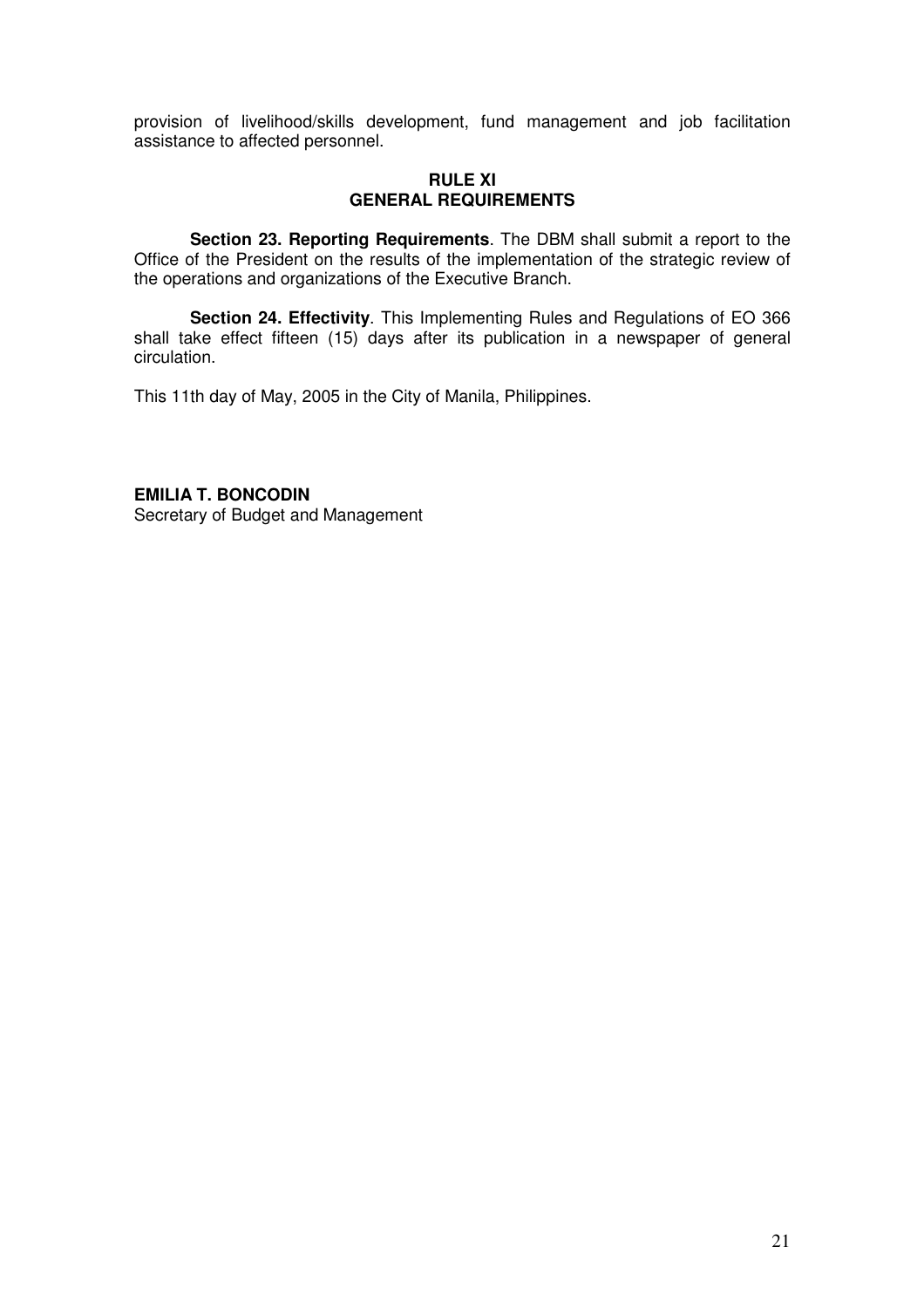provision of livelihood/skills development, fund management and job facilitation assistance to affected personnel.

## RULE XI
## GENERAL REQUIREMENTS

**Section 23. Reporting Requirements**. The DBM shall submit a report to the Office of the President on the results of the implementation of the strategic review of the operations and organizations of the Executive Branch.

**Section 24. Effectivity**. This Implementing Rules and Regulations of EO 366 shall take effect fifteen (15) days after its publication in a newspaper of general circulation.

This 11th day of May, 2005 in the City of Manila, Philippines.

**EMILIA T. BONCODIN**
Secretary of Budget and Management